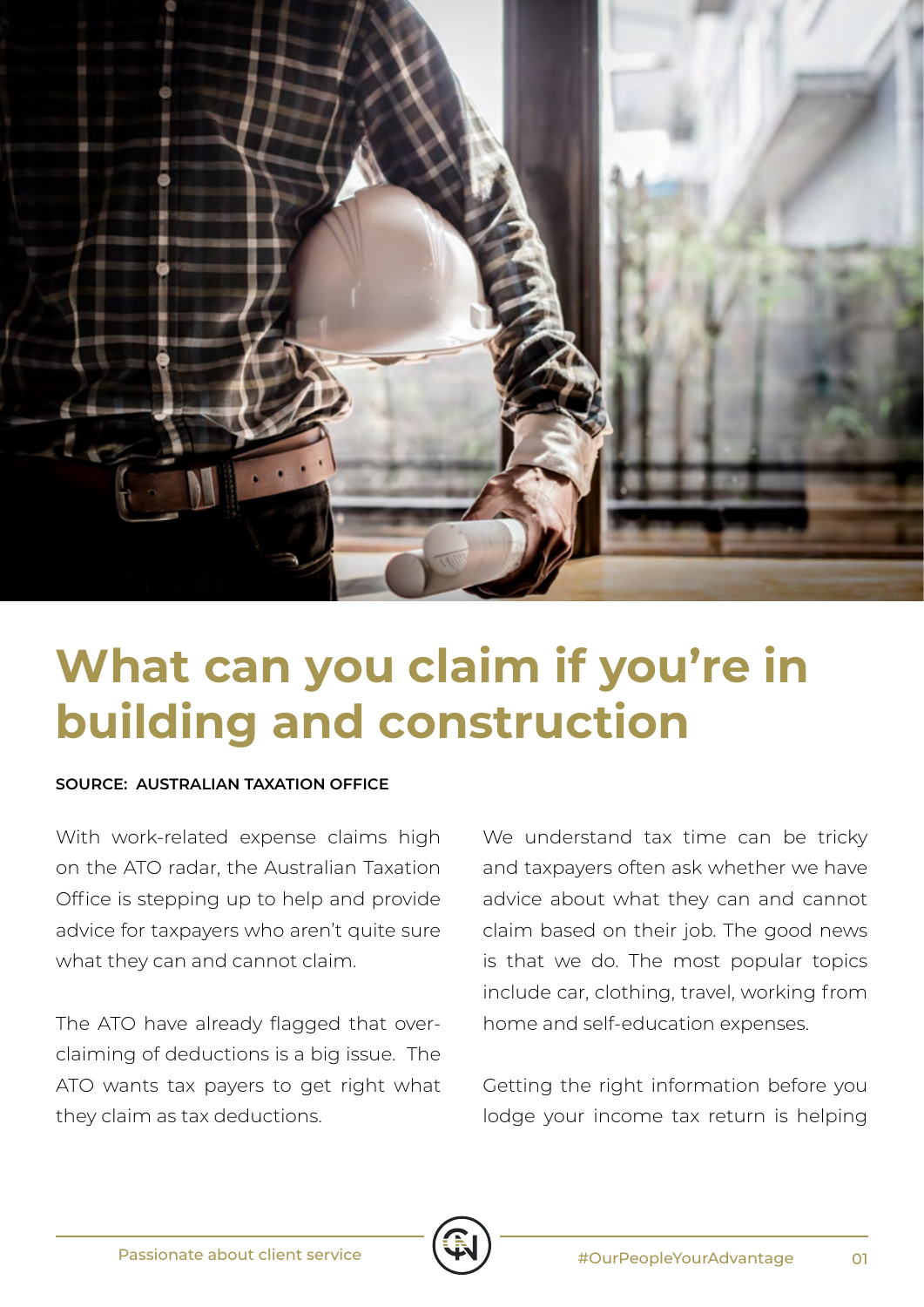# What can you claim if you're in building and construction

**SOURCE: AUSTRALIAN TAXATION OFFICE**

With work-related expense claims high on the ATO radar, the Australian Taxation Office is stepping up to help and provide advice for taxpayers who aren't quite sure what they can and cannot claim.

The ATO have already flagged that over-claiming of deductions is a big issue. The ATO wants tax payers to get right what they claim as tax deductions.

We understand tax time can be tricky and taxpayers often ask whether we have advice about what they can and cannot claim based on their job. The good news is that we do. The most popular topics include car, clothing, travel, working from home and self-education expenses.

Getting the right information before you lodge your income tax return is helping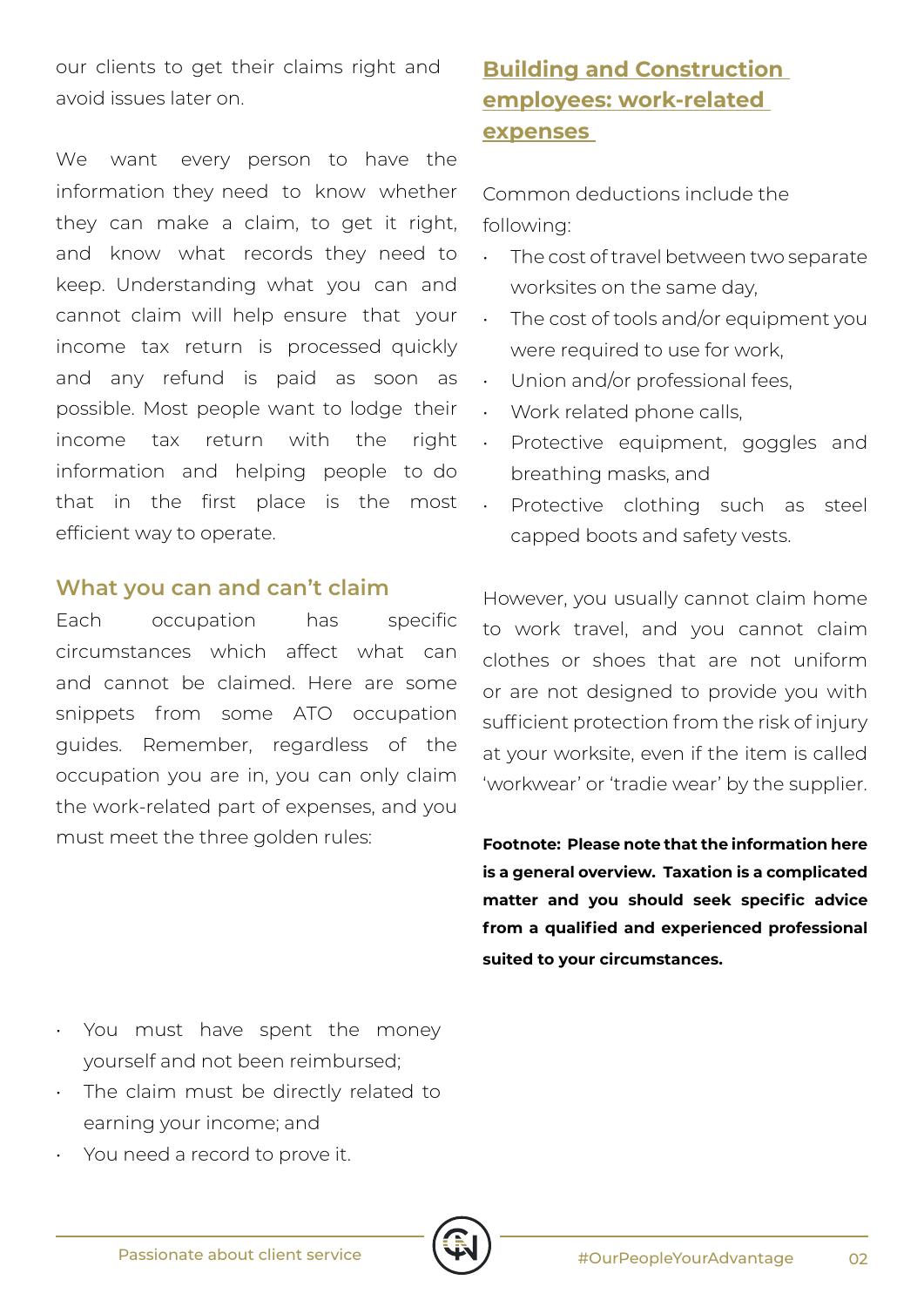our clients to get their claims right and avoid issues later on.

We want every person to have the information they need to know whether they can make a claim, to get it right, and know what records they need to keep. Understanding what you can and cannot claim will help ensure that your income tax return is processed quickly and any refund is paid as soon as possible. Most people want to lodge their income tax return with the right information and helping people to do that in the first place is the most efficient way to operate.

## What you can and can't claim

Each occupation has specific circumstances which affect what can and cannot be claimed. Here are some snippets from some ATO occupation guides. Remember, regardless of the occupation you are in, you can only claim the work-related part of expenses, and you must meet the three golden rules:

- You must have spent the money yourself and not been reimbursed;
- The claim must be directly related to earning your income; and
- You need a record to prove it.

## Building and Construction employees: work-related expenses

Common deductions include the following:

- The cost of travel between two separate worksites on the same day,
- The cost of tools and/or equipment you were required to use for work,
- Union and/or professional fees,
- Work related phone calls,
- Protective equipment, goggles and breathing masks, and
- Protective clothing such as steel capped boots and safety vests.

However, you usually cannot claim home to work travel, and you cannot claim clothes or shoes that are not uniform or are not designed to provide you with sufficient protection from the risk of injury at your worksite, even if the item is called 'workwear' or 'tradie wear' by the supplier.

**Footnote: Please note that the information here is a general overview. Taxation is a complicated matter and you should seek specific advice from a qualified and experienced professional suited to your circumstances.**